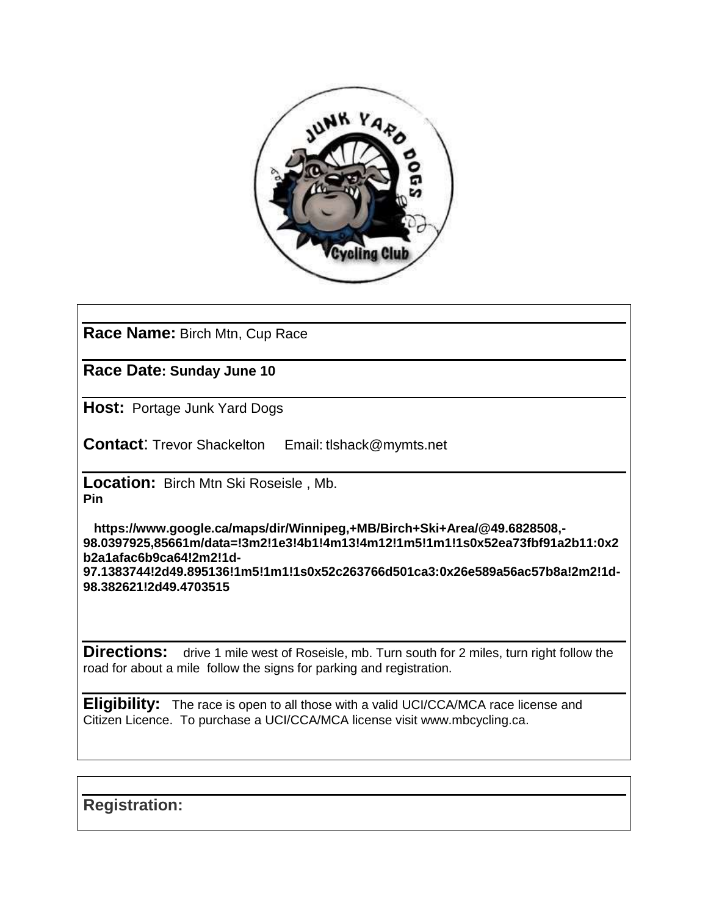**Race Name:** Birch Mtn, Cup Race

**Race Date: Sunday June 10**

**Host:** Portage Junk Yard Dogs

**Contact**: Trevor Shackelton Email: tlshack@mymts.net

**Location:** Birch Mtn Ski Roseisle , Mb.
**Pin**

**https://www.google.ca/maps/dir/Winnipeg,+MB/Birch+Ski+Area/@49.6828508,-98.0397925,85661m/data=!3m2!1e3!4b1!4m13!4m12!1m5!1m1!1s0x52ea73fbf91a2b11:0x2b2a1afac6b9ca64!2m2!1d-97.1383744!2d49.895136!1m5!1m1!1s0x52c263766d501ca3:0x26e589a56ac57b8a!2m2!1d-98.382621!2d49.4703515**

**Directions:** drive 1 mile west of Roseisle, mb. Turn south for 2 miles, turn right follow the road for about a mile follow the signs for parking and registration.

**Eligibility:** The race is open to all those with a valid UCI/CCA/MCA race license and Citizen Licence. To purchase a UCI/CCA/MCA license visit www.mbcycling.ca.

**Registration:**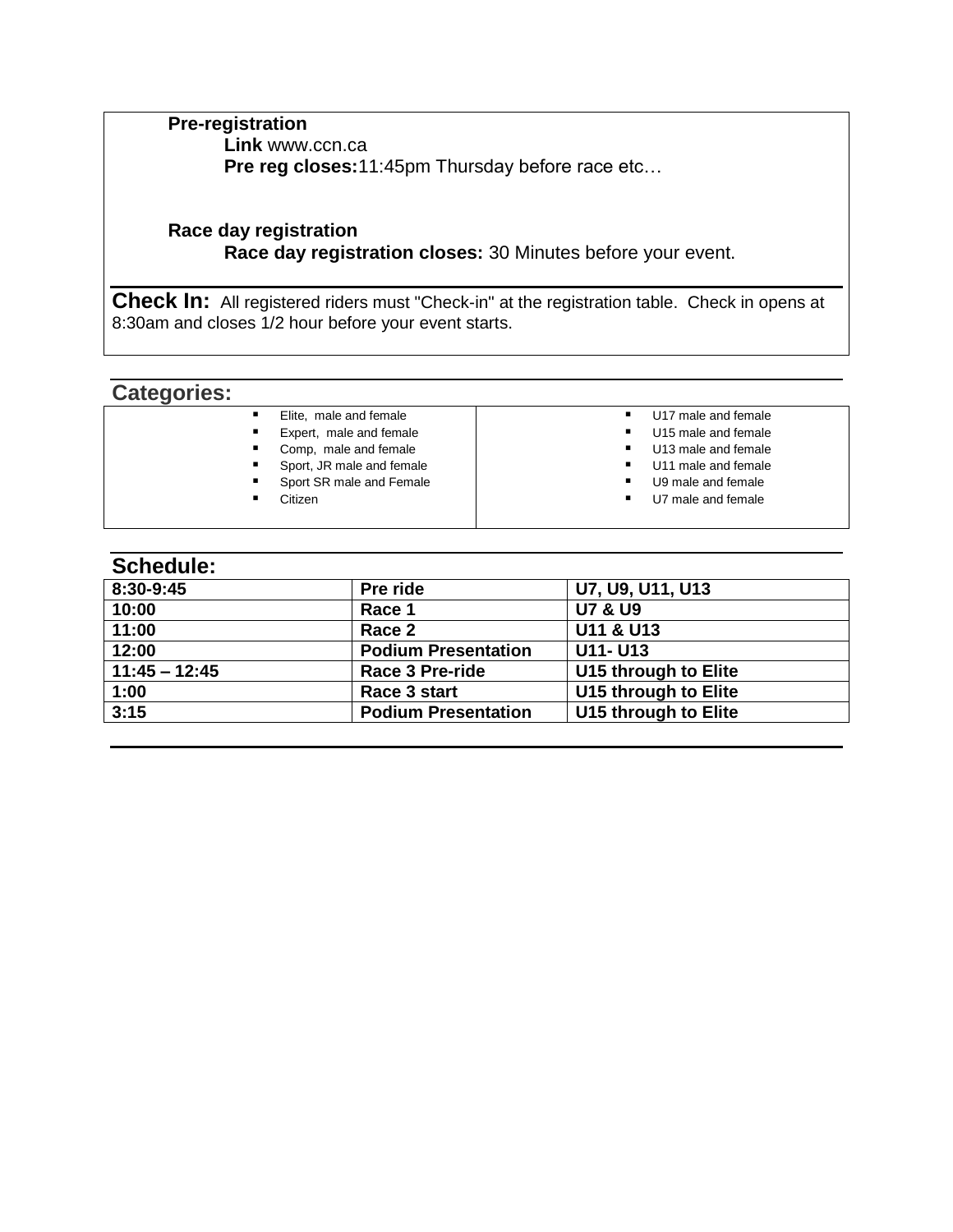**Pre-registration**

**Link** www.ccn.ca

**Pre reg closes:**11:45pm Thursday before race etc…

**Race day registration**

**Race day registration closes:** 30 Minutes before your event.

**Check In:** All registered riders must "Check-in" at the registration table. Check in opens at 8:30am and closes 1/2 hour before your event starts.

## Categories:

- Elite, male and female
- Expert, male and female
- Comp, male and female
- Sport, JR male and female
- Sport SR male and Female
- Citizen
- U17 male and female
- U15 male and female
- U13 male and female
- U11 male and female
- U9 male and female
- U7 male and female

## Schedule:

| 8:30-9:45 | Pre ride | U7, U9, U11, U13 |
|---|---|---|
| 10:00 | Race 1 | U7 & U9 |
| 11:00 | Race 2 | U11 & U13 |
| 12:00 | Podium Presentation | U11- U13 |
| 11:45 – 12:45 | Race 3 Pre-ride | U15 through to Elite |
| 1:00 | Race 3 start | U15 through to Elite |
| 3:15 | Podium Presentation | U15 through to Elite |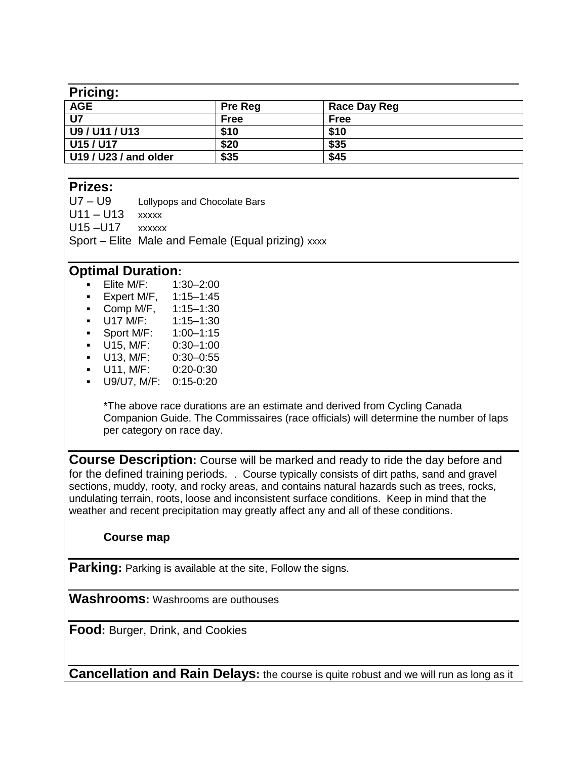## Pricing:

| AGE | Pre Reg | Race Day Reg |
|---|---|---|
| U7 | Free | Free |
| U9 / U11 / U13 | $10 | $10 |
| U15 / U17 | $20 | $35 |
| U19 / U23 / and older | $35 | $45 |

## Prizes:

U7 – U9 Lollypops and Chocolate Bars
U11 – U13 xxxxx
U15 –U17 xxxxxx
Sport – Elite Male and Female (Equal prizing) xxxx

## Optimal Duration:

- Elite M/F: 1:30–2:00
- Expert M/F, 1:15–1:45
- Comp M/F, 1:15–1:30
- U17 M/F: 1:15–1:30
- Sport M/F: 1:00–1:15
- U15, M/F: 0:30–1:00
- U13, M/F: 0:30–0:55
- U11, M/F: 0:20-0:30
- U9/U7, M/F: 0:15-0:20

*The above race durations are an estimate and derived from Cycling Canada Companion Guide. The Commissaires (race officials) will determine the number of laps per category on race day.

**Course Description:** Course will be marked and ready to ride the day before and for the defined training periods. . Course typically consists of dirt paths, sand and gravel sections, muddy, rooty, and rocky areas, and contains natural hazards such as trees, rocks, undulating terrain, roots, loose and inconsistent surface conditions. Keep in mind that the weather and recent precipitation may greatly affect any and all of these conditions.

**Course map**

**Parking:** Parking is available at the site, Follow the signs.

**Washrooms:** Washrooms are outhouses

**Food:** Burger, Drink, and Cookies

**Cancellation and Rain Delays:** the course is quite robust and we will run as long as it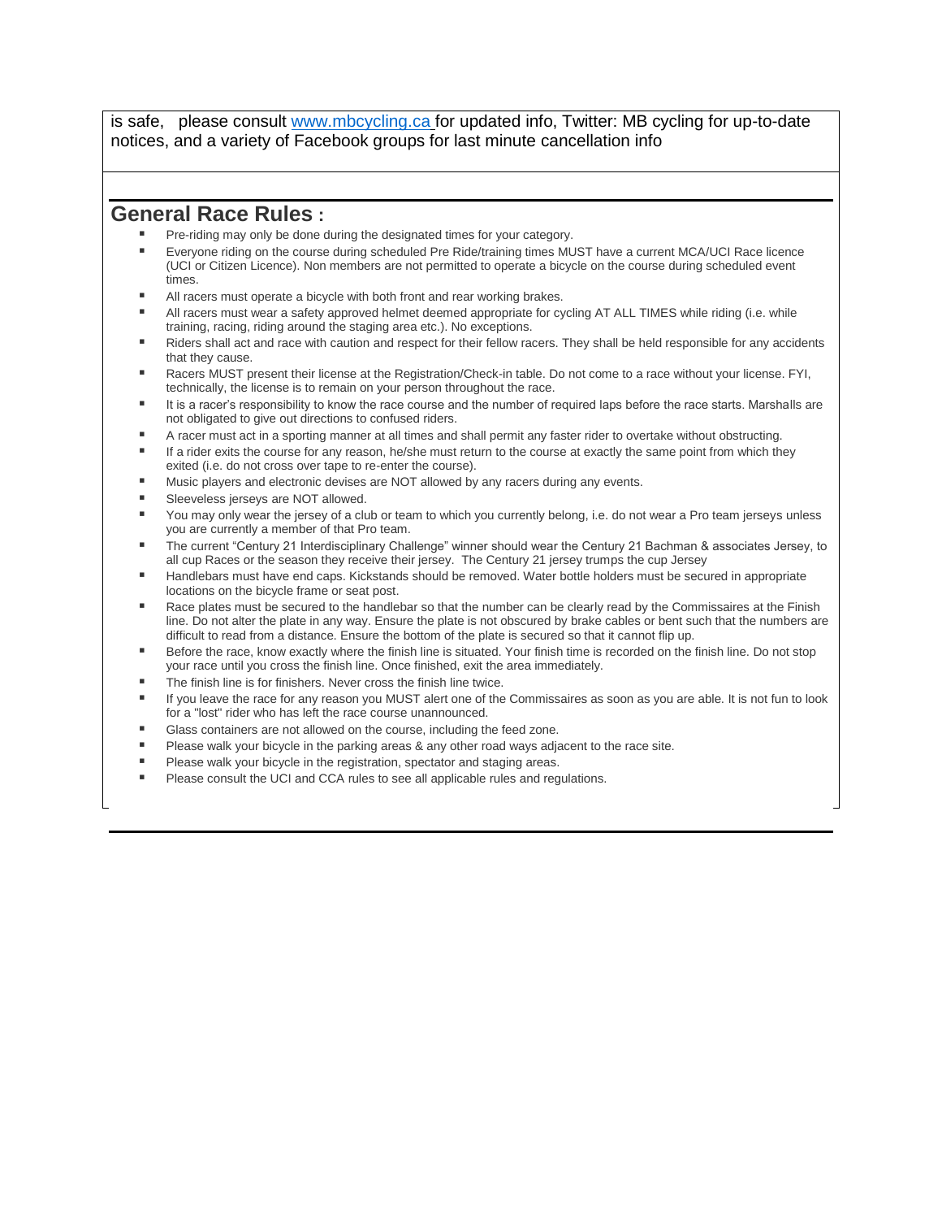is safe, please consult [www.mbcycling.ca](http://www.mbcycling.ca) for updated info, Twitter: MB cycling for up-to-date notices, and a variety of Facebook groups for last minute cancellation info

## General Race Rules :

- Pre-riding may only be done during the designated times for your category.
- Everyone riding on the course during scheduled Pre Ride/training times MUST have a current MCA/UCI Race licence (UCI or Citizen Licence). Non members are not permitted to operate a bicycle on the course during scheduled event times.
- All racers must operate a bicycle with both front and rear working brakes.
- All racers must wear a safety approved helmet deemed appropriate for cycling AT ALL TIMES while riding (i.e. while training, racing, riding around the staging area etc.). No exceptions.
- Riders shall act and race with caution and respect for their fellow racers. They shall be held responsible for any accidents that they cause.
- Racers MUST present their license at the Registration/Check-in table. Do not come to a race without your license. FYI, technically, the license is to remain on your person throughout the race.
- It is a racer's responsibility to know the race course and the number of required laps before the race starts. Marshalls are not obligated to give out directions to confused riders.
- A racer must act in a sporting manner at all times and shall permit any faster rider to overtake without obstructing.
- If a rider exits the course for any reason, he/she must return to the course at exactly the same point from which they exited (i.e. do not cross over tape to re-enter the course).
- Music players and electronic devises are NOT allowed by any racers during any events.
- Sleeveless jerseys are NOT allowed.
- You may only wear the jersey of a club or team to which you currently belong, i.e. do not wear a Pro team jerseys unless you are currently a member of that Pro team.
- The current "Century 21 Interdisciplinary Challenge" winner should wear the Century 21 Bachman & associates Jersey, to all cup Races or the season they receive their jersey. The Century 21 jersey trumps the cup Jersey
- Handlebars must have end caps. Kickstands should be removed. Water bottle holders must be secured in appropriate locations on the bicycle frame or seat post.
- Race plates must be secured to the handlebar so that the number can be clearly read by the Commissaires at the Finish line. Do not alter the plate in any way. Ensure the plate is not obscured by brake cables or bent such that the numbers are difficult to read from a distance. Ensure the bottom of the plate is secured so that it cannot flip up.
- Before the race, know exactly where the finish line is situated. Your finish time is recorded on the finish line. Do not stop your race until you cross the finish line. Once finished, exit the area immediately.
- The finish line is for finishers. Never cross the finish line twice.
- If you leave the race for any reason you MUST alert one of the Commissaires as soon as you are able. It is not fun to look for a "lost" rider who has left the race course unannounced.
- Glass containers are not allowed on the course, including the feed zone.
- Please walk your bicycle in the parking areas & any other road ways adjacent to the race site.
- Please walk your bicycle in the registration, spectator and staging areas.
- Please consult the UCI and CCA rules to see all applicable rules and regulations.